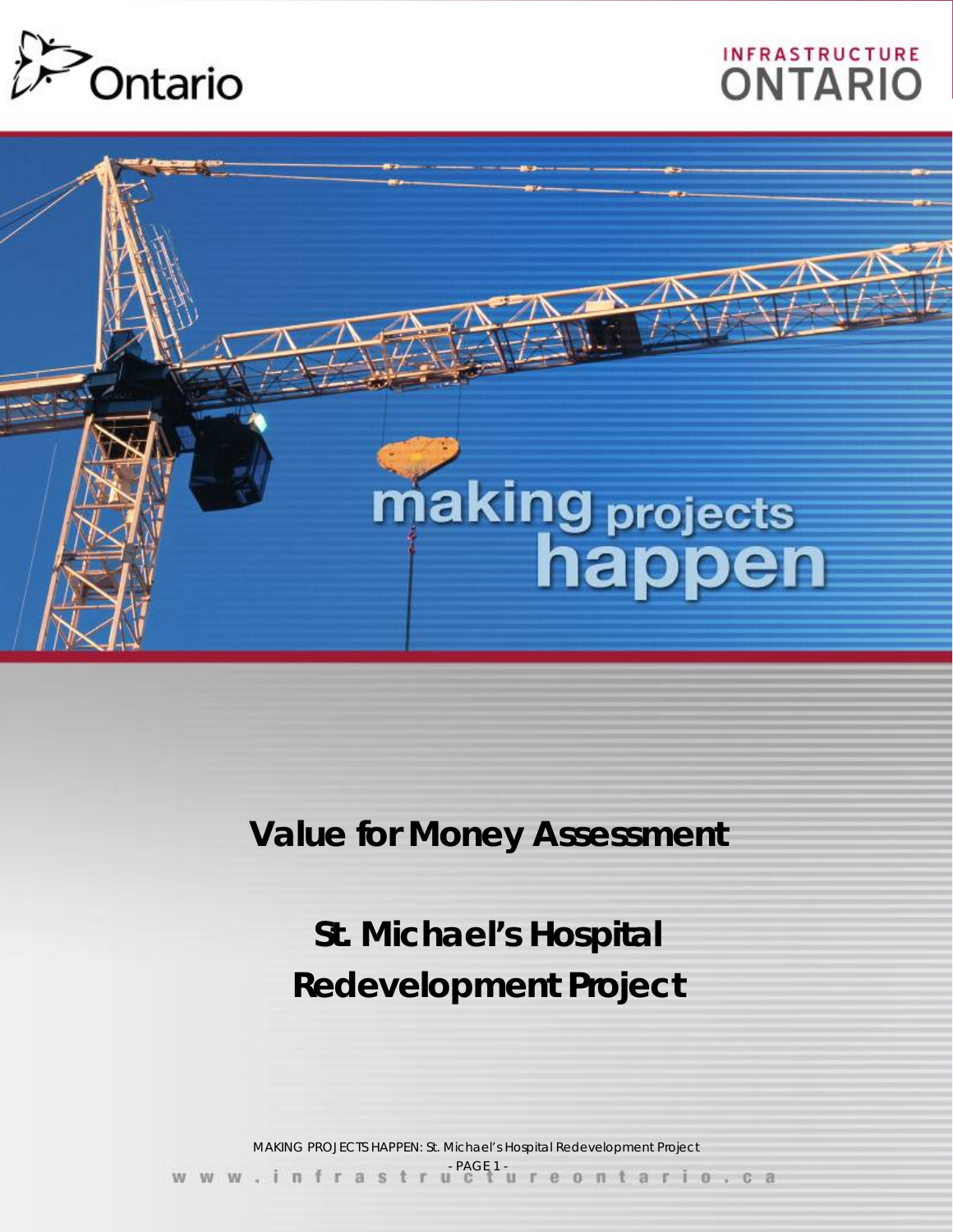Ontario

INFRASTRUCTURE ONTARIO

making projects happen

# Value for Money Assessment

# St. Michael's Hospital Redevelopment Project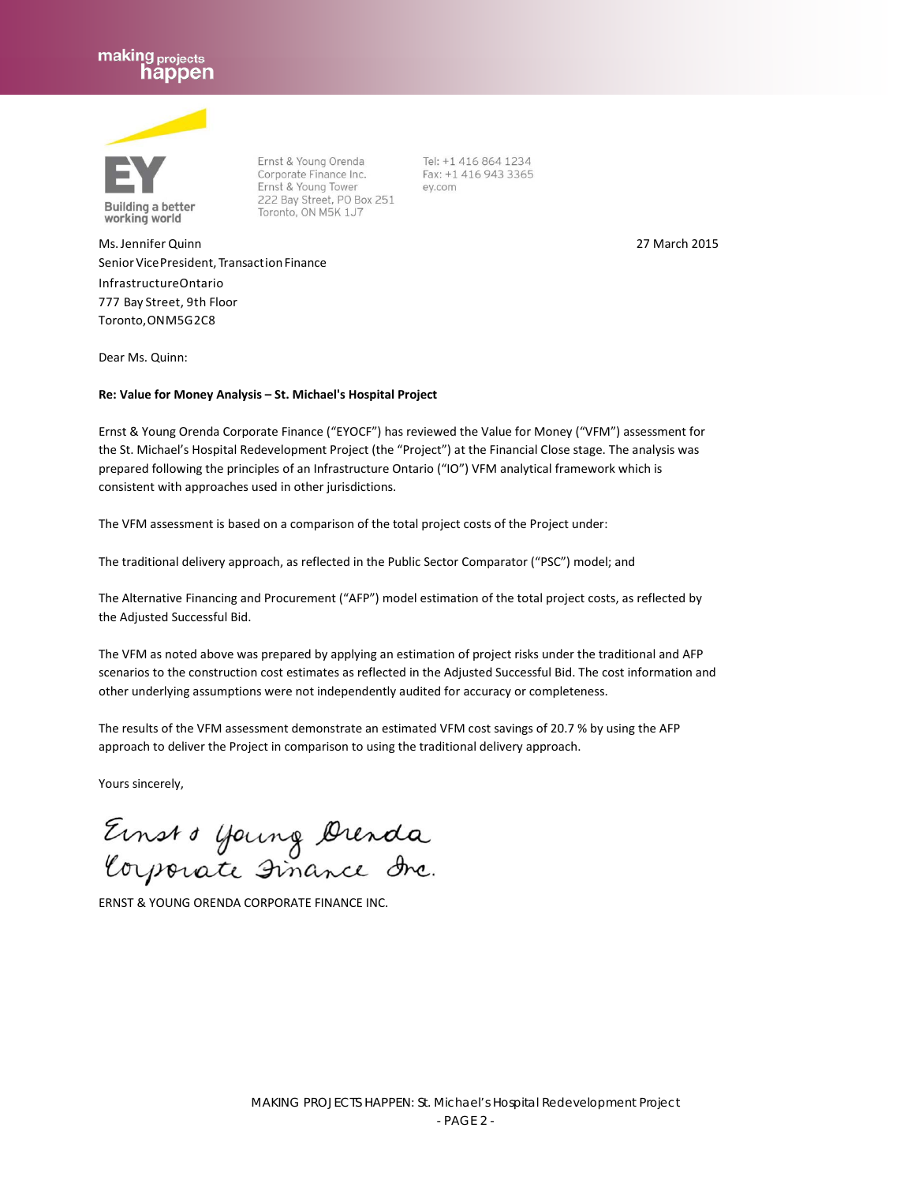Ernst & Young Orenda Corporate Finance Inc.
Ernst & Young Tower
222 Bay Street, PO Box 251
Toronto, ON M5K 1J7

Tel: +1 416 864 1234
Fax: +1 416 943 3365
ey.com

Ms. Jennifer Quinn
Senior Vice President, Transaction Finance
Infrastructure Ontario
777 Bay Street, 9th Floor
Toronto, ON M5G 2C8

27 March 2015

Dear Ms. Quinn:

**Re: Value for Money Analysis – St. Michael's Hospital Project**

Ernst & Young Orenda Corporate Finance ("EYOCF") has reviewed the Value for Money ("VFM") assessment for the St. Michael's Hospital Redevelopment Project (the "Project") at the Financial Close stage. The analysis was prepared following the principles of an Infrastructure Ontario ("IO") VFM analytical framework which is consistent with approaches used in other jurisdictions.

The VFM assessment is based on a comparison of the total project costs of the Project under:

The traditional delivery approach, as reflected in the Public Sector Comparator ("PSC") model; and

The Alternative Financing and Procurement ("AFP") model estimation of the total project costs, as reflected by the Adjusted Successful Bid.

The VFM as noted above was prepared by applying an estimation of project risks under the traditional and AFP scenarios to the construction cost estimates as reflected in the Adjusted Successful Bid. The cost information and other underlying assumptions were not independently audited for accuracy or completeness.

The results of the VFM assessment demonstrate an estimated VFM cost savings of 20.7 % by using the AFP approach to deliver the Project in comparison to using the traditional delivery approach.

Yours sincerely,

*Ernst & Young Orenda Corporate Finance Inc.*

ERNST & YOUNG ORENDA CORPORATE FINANCE INC.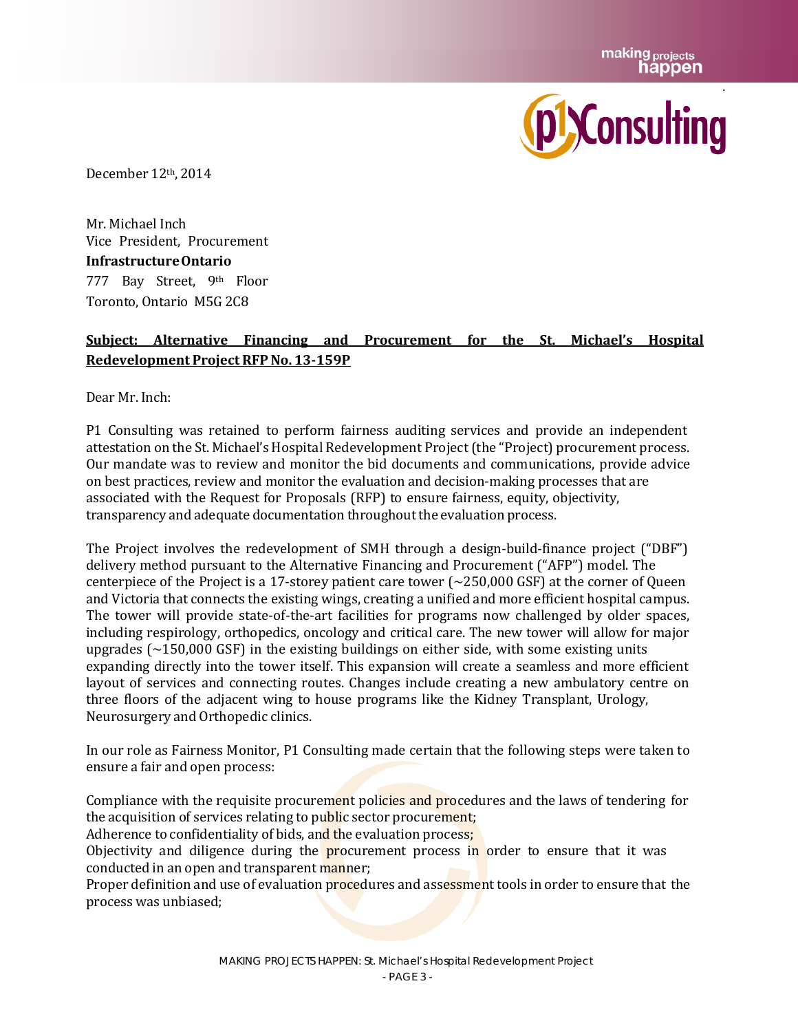December 12th, 2014

Mr. Michael Inch
Vice President, Procurement
**Infrastructure Ontario**
777 Bay Street, 9th Floor
Toronto, Ontario M5G 2C8

**Subject: Alternative Financing and Procurement for the St. Michael's Hospital Redevelopment Project RFP No. 13-159P**

Dear Mr. Inch:

P1 Consulting was retained to perform fairness auditing services and provide an independent attestation on the St. Michael's Hospital Redevelopment Project (the "Project) procurement process. Our mandate was to review and monitor the bid documents and communications, provide advice on best practices, review and monitor the evaluation and decision-making processes that are associated with the Request for Proposals (RFP) to ensure fairness, equity, objectivity, transparency and adequate documentation throughout the evaluation process.

The Project involves the redevelopment of SMH through a design-build-finance project ("DBF") delivery method pursuant to the Alternative Financing and Procurement ("AFP") model. The centerpiece of the Project is a 17-storey patient care tower (~250,000 GSF) at the corner of Queen and Victoria that connects the existing wings, creating a unified and more efficient hospital campus. The tower will provide state-of-the-art facilities for programs now challenged by older spaces, including respirology, orthopedics, oncology and critical care. The new tower will allow for major upgrades (~150,000 GSF) in the existing buildings on either side, with some existing units expanding directly into the tower itself. This expansion will create a seamless and more efficient layout of services and connecting routes. Changes include creating a new ambulatory centre on three floors of the adjacent wing to house programs like the Kidney Transplant, Urology, Neurosurgery and Orthopedic clinics.

In our role as Fairness Monitor, P1 Consulting made certain that the following steps were taken to ensure a fair and open process:

Compliance with the requisite procurement policies and procedures and the laws of tendering for the acquisition of services relating to public sector procurement;
Adherence to confidentiality of bids, and the evaluation process;
Objectivity and diligence during the procurement process in order to ensure that it was conducted in an open and transparent manner;
Proper definition and use of evaluation procedures and assessment tools in order to ensure that the process was unbiased;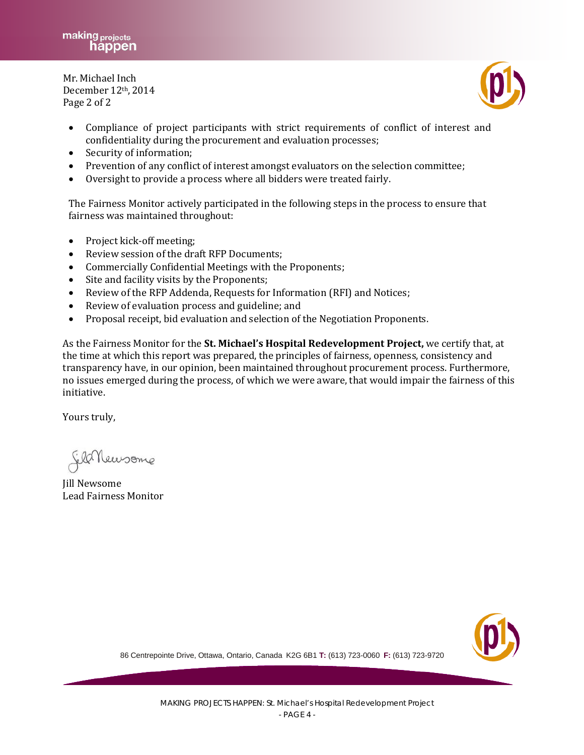Mr. Michael Inch
December 12th, 2014

- Compliance of project participants with strict requirements of conflict of interest and confidentiality during the procurement and evaluation processes;
- Security of information;
- Prevention of any conflict of interest amongst evaluators on the selection committee;
- Oversight to provide a process where all bidders were treated fairly.

The Fairness Monitor actively participated in the following steps in the process to ensure that fairness was maintained throughout:

- Project kick-off meeting;
- Review session of the draft RFP Documents;
- Commercially Confidential Meetings with the Proponents;
- Site and facility visits by the Proponents;
- Review of the RFP Addenda, Requests for Information (RFI) and Notices;
- Review of evaluation process and guideline; and
- Proposal receipt, bid evaluation and selection of the Negotiation Proponents.

As the Fairness Monitor for the **St. Michael's Hospital Redevelopment Project,** we certify that, at the time at which this report was prepared, the principles of fairness, openness, consistency and transparency have, in our opinion, been maintained throughout procurement process. Furthermore, no issues emerged during the process, of which we were aware, that would impair the fairness of this initiative.

Yours truly,

Jill Newsome
Lead Fairness Monitor

86 Centrepointe Drive, Ottawa, Ontario, Canada K2G 6B1 **T:** (613) 723-0060 **F:** (613) 723-9720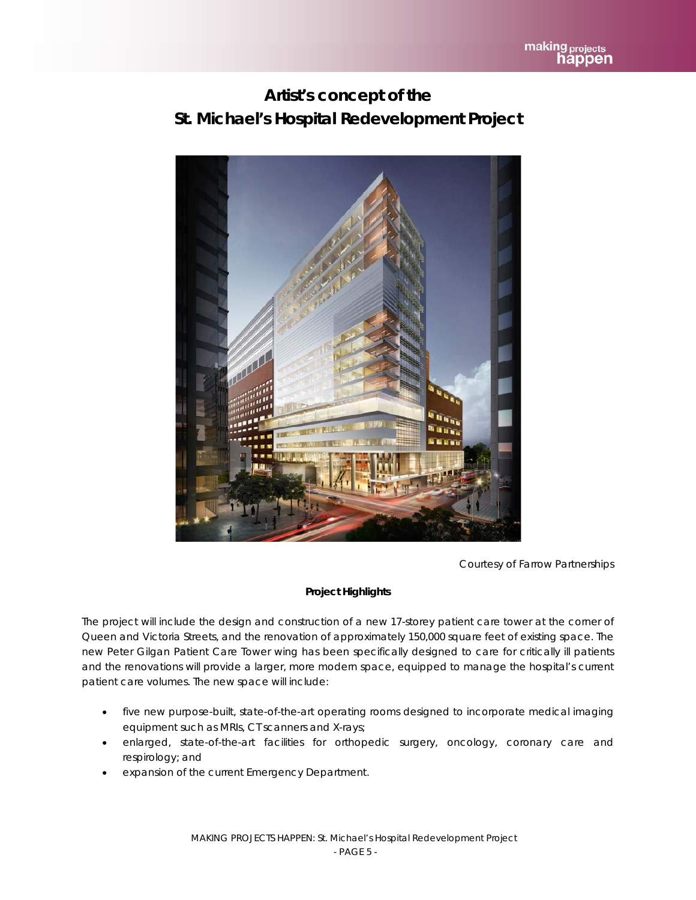# Artist's concept of the St. Michael's Hospital Redevelopment Project

Courtesy of Farrow Partnerships

**Project Highlights**

The project will include the design and construction of a new 17-storey patient care tower at the corner of Queen and Victoria Streets, and the renovation of approximately 150,000 square feet of existing space. The new Peter Gilgan Patient Care Tower wing has been specifically designed to care for critically ill patients and the renovations will provide a larger, more modern space, equipped to manage the hospital's current patient care volumes. The new space will include:

- five new purpose-built, state-of-the-art operating rooms designed to incorporate medical imaging equipment such as MRIs, CT scanners and X-rays;
- enlarged, state-of-the-art facilities for orthopedic surgery, oncology, coronary care and respirology; and
- expansion of the current Emergency Department.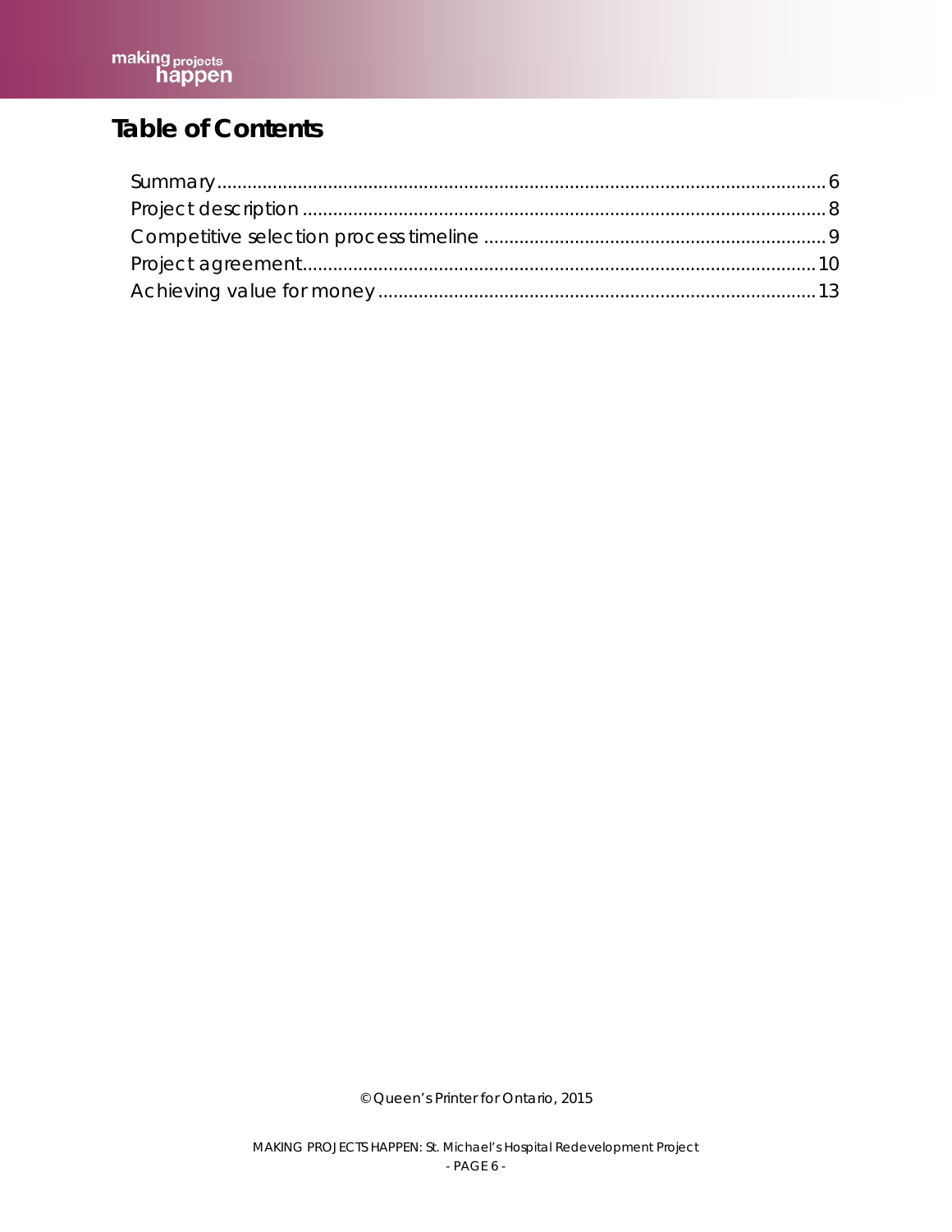# Table of Contents

Summary .......................................................................................................... 6
Project description ........................................................................................... 8
Competitive selection process timeline .............................................................. 9
Project agreement............................................................................................ 10
Achieving value for money .............................................................................. 13

© Queen's Printer for Ontario, 2015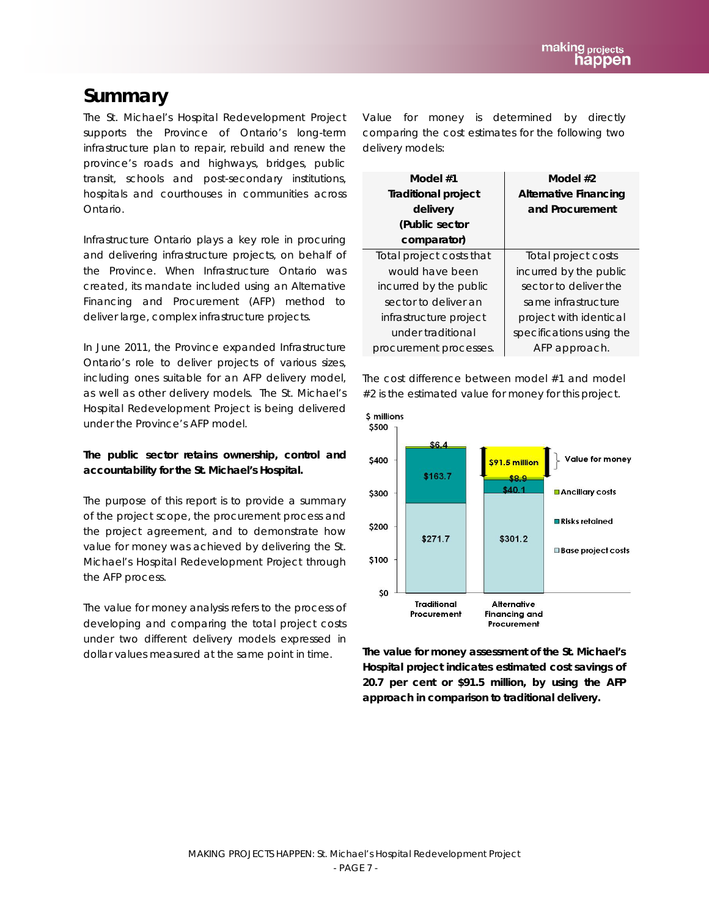## Summary

The St. Michael's Hospital Redevelopment Project supports the Province of Ontario's long-term infrastructure plan to repair, rebuild and renew the province's roads and highways, bridges, public transit, schools and post-secondary institutions, hospitals and courthouses in communities across Ontario.

Infrastructure Ontario plays a key role in procuring and delivering infrastructure projects, on behalf of the Province. When Infrastructure Ontario was created, its mandate included using an Alternative Financing and Procurement (AFP) method to deliver large, complex infrastructure projects.

In June 2011, the Province expanded Infrastructure Ontario's role to deliver projects of various sizes, including ones suitable for an AFP delivery model, as well as other delivery models. The St. Michael's Hospital Redevelopment Project is being delivered under the Province's AFP model.

**The public sector retains ownership, control and accountability for the St. Michael's Hospital.**

The purpose of this report is to provide a summary of the project scope, the procurement process and the project agreement, and to demonstrate how value for money was achieved by delivering the St. Michael's Hospital Redevelopment Project through the AFP process.

The value for money analysis refers to the process of developing and comparing the total project costs under two different delivery models expressed in dollar values measured at the same point in time.

Value for money is determined by directly comparing the cost estimates for the following two delivery models:

| Model #1 Traditional project delivery (Public sector comparator) | Model #2 Alternative Financing and Procurement |
|---|---|
| Total project costs that would have been incurred by the public sector to deliver an infrastructure project under traditional procurement processes. | Total project costs incurred by the public sector to deliver the same infrastructure project with identical specifications using the AFP approach. |

The cost difference between model #1 and model #2 is the estimated value for money for this project.

$ millions

| | Traditional Procurement | Alternative Financing and Procurement |
|---|---|---|
| Base project costs | $271.7 | $301.2 |
| Risks retained | $163.7 | $40.1 |
| Ancillary costs | $6.4 | $8.9 |
| Value for money | | $91.5 million |

**The value for money assessment of the St. Michael's Hospital project indicates estimated cost savings of 20.7 per cent or $91.5 million, by using the AFP approach in comparison to traditional delivery.**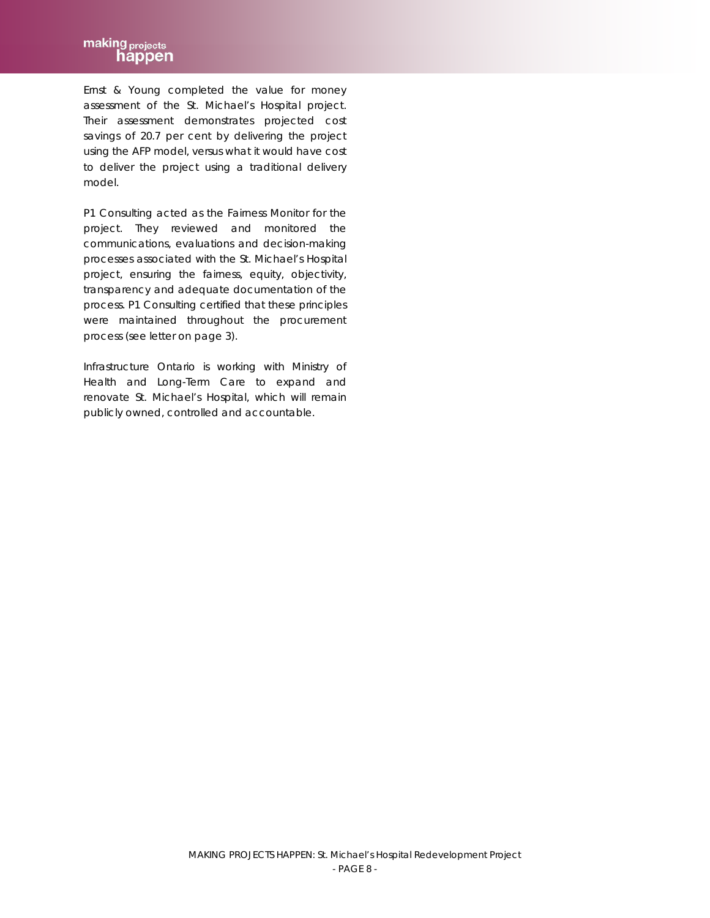Ernst & Young completed the value for money assessment of the St. Michael's Hospital project. Their assessment demonstrates projected cost savings of 20.7 per cent by delivering the project using the AFP model, versus what it would have cost to deliver the project using a traditional delivery model.

P1 Consulting acted as the Fairness Monitor for the project. They reviewed and monitored the communications, evaluations and decision-making processes associated with the St. Michael's Hospital project, ensuring the fairness, equity, objectivity, transparency and adequate documentation of the process. P1 Consulting certified that these principles were maintained throughout the procurement process (see letter on page 3).

Infrastructure Ontario is working with Ministry of Health and Long-Term Care to expand and renovate St. Michael's Hospital, which will remain publicly owned, controlled and accountable.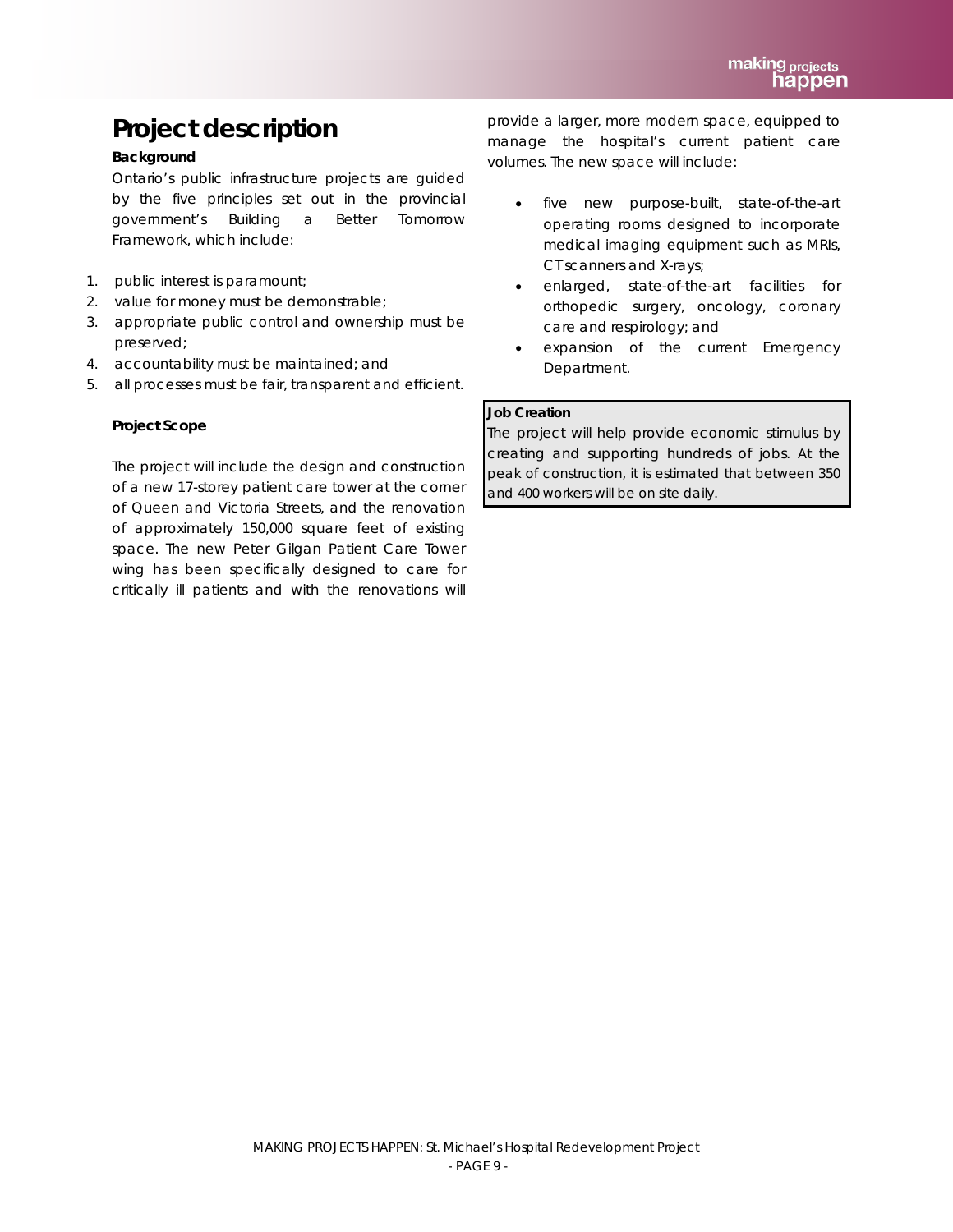# Project description

**Background**

Ontario's public infrastructure projects are guided by the five principles set out in the provincial government's Building a Better Tomorrow Framework, which include:

1. public interest is paramount;
2. value for money must be demonstrable;
3. appropriate public control and ownership must be preserved;
4. accountability must be maintained; and
5. all processes must be fair, transparent and efficient.

**Project Scope**

The project will include the design and construction of a new 17-storey patient care tower at the corner of Queen and Victoria Streets, and the renovation of approximately 150,000 square feet of existing space. The new Peter Gilgan Patient Care Tower wing has been specifically designed to care for critically ill patients and with the renovations will provide a larger, more modern space, equipped to manage the hospital's current patient care volumes. The new space will include:

- five new purpose-built, state-of-the-art operating rooms designed to incorporate medical imaging equipment such as MRIs, CT scanners and X-rays;
- enlarged, state-of-the-art facilities for orthopedic surgery, oncology, coronary care and respirology; and
- expansion of the current Emergency Department.

**Job Creation**

The project will help provide economic stimulus by creating and supporting hundreds of jobs. At the peak of construction, it is estimated that between 350 and 400 workers will be on site daily.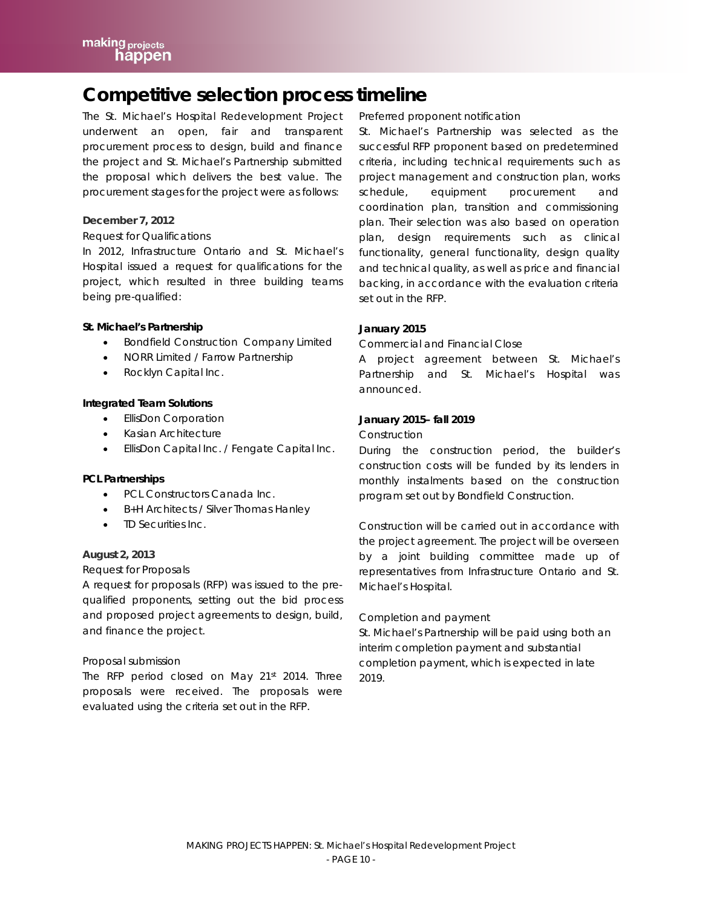# Competitive selection process timeline

The St. Michael's Hospital Redevelopment Project underwent an open, fair and transparent procurement process to design, build and finance the project and St. Michael's Partnership submitted the proposal which delivers the best value. The procurement stages for the project were as follows:

**December 7, 2012**

Request for Qualifications

In 2012, Infrastructure Ontario and St. Michael's Hospital issued a request for qualifications for the project, which resulted in three building teams being pre-qualified:

**St. Michael's Partnership**

- Bondfield Construction Company Limited
- NORR Limited / Farrow Partnership
- Rocklyn Capital Inc.

**Integrated Team Solutions**

- EllisDon Corporation
- Kasian Architecture
- EllisDon Capital Inc. / Fengate Capital Inc.

**PCL Partnerships**

- PCL Constructors Canada Inc.
- B+H Architects / Silver Thomas Hanley
- TD Securities Inc.

**August 2, 2013**

Request for Proposals

A request for proposals (RFP) was issued to the pre-qualified proponents, setting out the bid process and proposed project agreements to design, build, and finance the project.

Proposal submission

The RFP period closed on May 21st 2014. Three proposals were received. The proposals were evaluated using the criteria set out in the RFP.

Preferred proponent notification

St. Michael's Partnership was selected as the successful RFP proponent based on predetermined criteria, including technical requirements such as project management and construction plan, works schedule, equipment procurement and coordination plan, transition and commissioning plan. Their selection was also based on operation plan, design requirements such as clinical functionality, general functionality, design quality and technical quality, as well as price and financial backing, in accordance with the evaluation criteria set out in the RFP.

**January 2015**

Commercial and Financial Close

A project agreement between St. Michael's Partnership and St. Michael's Hospital was announced.

**January 2015– fall 2019**

Construction

During the construction period, the builder's construction costs will be funded by its lenders in monthly instalments based on the construction program set out by Bondfield Construction.

Construction will be carried out in accordance with the project agreement. The project will be overseen by a joint building committee made up of representatives from Infrastructure Ontario and St. Michael's Hospital.

Completion and payment

St. Michael's Partnership will be paid using both an interim completion payment and substantial completion payment, which is expected in late 2019.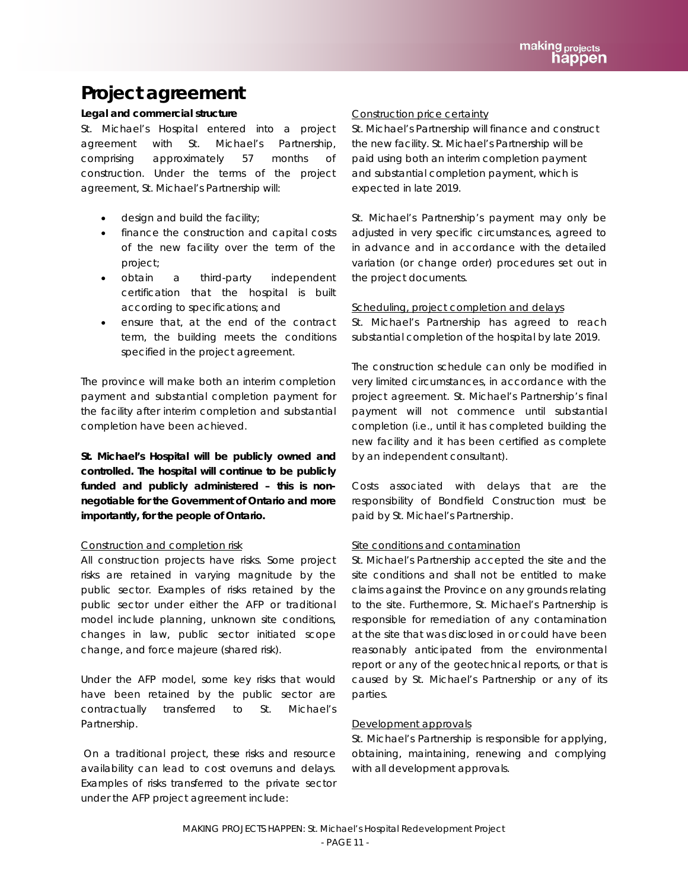# Project agreement

**Legal and commercial structure**

St. Michael's Hospital entered into a project agreement with St. Michael's Partnership, comprising approximately 57 months of construction. Under the terms of the project agreement, St. Michael's Partnership will:

- design and build the facility;
- finance the construction and capital costs of the new facility over the term of the project;
- obtain a third-party independent certification that the hospital is built according to specifications; and
- ensure that, at the end of the contract term, the building meets the conditions specified in the project agreement.

The province will make both an interim completion payment and substantial completion payment for the facility after interim completion and substantial completion have been achieved.

**St. Michael's Hospital will be publicly owned and controlled. The hospital will continue to be publicly funded and publicly administered – this is non-negotiable for the Government of Ontario and more importantly, for the people of Ontario.**

<u>Construction and completion risk</u>

All construction projects have risks. Some project risks are retained in varying magnitude by the public sector. Examples of risks retained by the public sector under either the AFP or traditional model include planning, unknown site conditions, changes in law, public sector initiated scope change, and force majeure (shared risk).

Under the AFP model, some key risks that would have been retained by the public sector are contractually transferred to St. Michael's Partnership.

On a traditional project, these risks and resource availability can lead to cost overruns and delays. Examples of risks transferred to the private sector under the AFP project agreement include:

<u>Construction price certainty</u>

St. Michael's Partnership will finance and construct the new facility. St. Michael's Partnership will be paid using both an interim completion payment and substantial completion payment, which is expected in late 2019.

St. Michael's Partnership's payment may only be adjusted in very specific circumstances, agreed to in advance and in accordance with the detailed variation (or change order) procedures set out in the project documents.

<u>Scheduling, project completion and delays</u>

St. Michael's Partnership has agreed to reach substantial completion of the hospital by late 2019.

The construction schedule can only be modified in very limited circumstances, in accordance with the project agreement. St. Michael's Partnership's final payment will not commence until substantial completion (i.e., until it has completed building the new facility and it has been certified as complete by an independent consultant).

Costs associated with delays that are the responsibility of Bondfield Construction must be paid by St. Michael's Partnership.

<u>Site conditions and contamination</u>

St. Michael's Partnership accepted the site and the site conditions and shall not be entitled to make claims against the Province on any grounds relating to the site. Furthermore, St. Michael's Partnership is responsible for remediation of any contamination at the site that was disclosed in or could have been reasonably anticipated from the environmental report or any of the geotechnical reports, or that is caused by St. Michael's Partnership or any of its parties.

<u>Development approvals</u>

St. Michael's Partnership is responsible for applying, obtaining, maintaining, renewing and complying with all development approvals.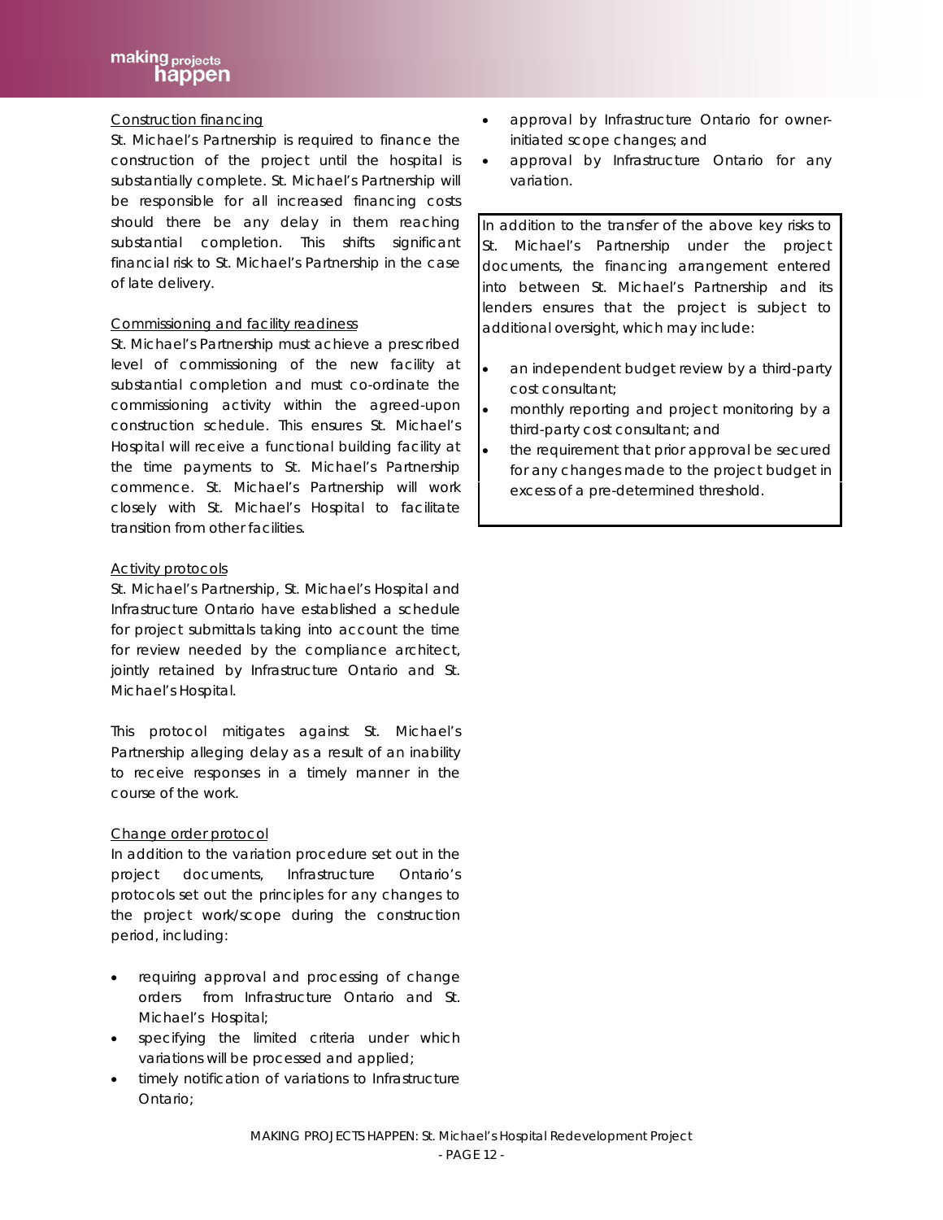Construction financing

St. Michael's Partnership is required to finance the construction of the project until the hospital is substantially complete. St. Michael's Partnership will be responsible for all increased financing costs should there be any delay in them reaching substantial completion. This shifts significant financial risk to St. Michael's Partnership in the case of late delivery.

Commissioning and facility readiness

St. Michael's Partnership must achieve a prescribed level of commissioning of the new facility at substantial completion and must co-ordinate the commissioning activity within the agreed-upon construction schedule. This ensures St. Michael's Hospital will receive a functional building facility at the time payments to St. Michael's Partnership commence. St. Michael's Partnership will work closely with St. Michael's Hospital to facilitate transition from other facilities.

Activity protocols

St. Michael's Partnership, St. Michael's Hospital and Infrastructure Ontario have established a schedule for project submittals taking into account the time for review needed by the compliance architect, jointly retained by Infrastructure Ontario and St. Michael's Hospital.

This protocol mitigates against St. Michael's Partnership alleging delay as a result of an inability to receive responses in a timely manner in the course of the work.

Change order protocol

In addition to the variation procedure set out in the project documents, Infrastructure Ontario's protocols set out the principles for any changes to the project work/scope during the construction period, including:

- requiring approval and processing of change orders from Infrastructure Ontario and St. Michael's Hospital;
- specifying the limited criteria under which variations will be processed and applied;
- timely notification of variations to Infrastructure Ontario;
- approval by Infrastructure Ontario for owner-initiated scope changes; and
- approval by Infrastructure Ontario for any variation.

In addition to the transfer of the above key risks to St. Michael's Partnership under the project documents, the financing arrangement entered into between St. Michael's Partnership and its lenders ensures that the project is subject to additional oversight, which may include:

- an independent budget review by a third-party cost consultant;
- monthly reporting and project monitoring by a third-party cost consultant; and
- the requirement that prior approval be secured for any changes made to the project budget in excess of a pre-determined threshold.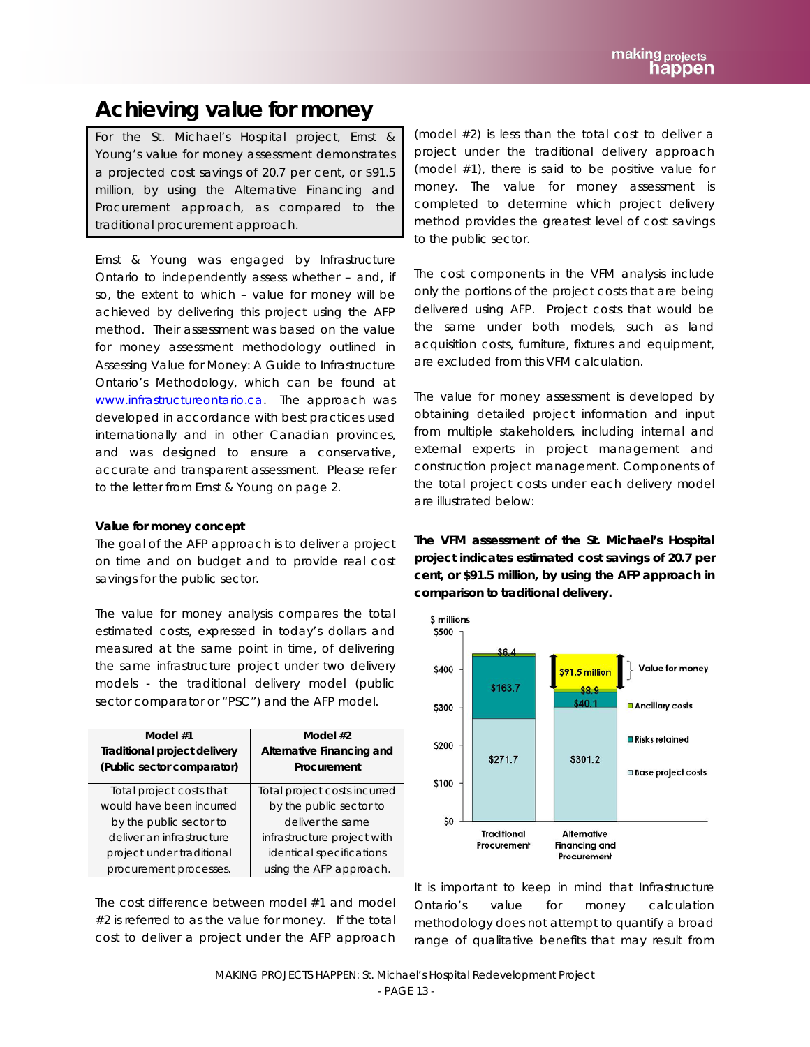# Achieving value for money

For the St. Michael's Hospital project, Ernst & Young's value for money assessment demonstrates a projected cost savings of 20.7 per cent, or $91.5 million, by using the Alternative Financing and Procurement approach, as compared to the traditional procurement approach.

Ernst & Young was engaged by Infrastructure Ontario to independently assess whether – and, if so, the extent to which – value for money will be achieved by delivering this project using the AFP method. Their assessment was based on the value for money assessment methodology outlined in Assessing Value for Money: A Guide to Infrastructure Ontario's Methodology, which can be found at www.infrastructureontario.ca. The approach was developed in accordance with best practices used internationally and in other Canadian provinces, and was designed to ensure a conservative, accurate and transparent assessment. Please refer to the letter from Ernst & Young on page 2.

### Value for money concept

The goal of the AFP approach is to deliver a project on time and on budget and to provide real cost savings for the public sector.

The value for money analysis compares the total estimated costs, expressed in today's dollars and measured at the same point in time, of delivering the same infrastructure project under two delivery models - the traditional delivery model (public sector comparator or "PSC") and the AFP model.

| Model #1 Traditional project delivery (Public sector comparator) | Model #2 Alternative Financing and Procurement |
|---|---|
| Total project costs that would have been incurred by the public sector to deliver an infrastructure project under traditional procurement processes. | Total project costs incurred by the public sector to deliver the same infrastructure project with identical specifications using the AFP approach. |

The cost difference between model #1 and model #2 is referred to as the value for money. If the total cost to deliver a project under the AFP approach (model #2) is less than the total cost to deliver a project under the traditional delivery approach (model #1), there is said to be positive value for money. The value for money assessment is completed to determine which project delivery method provides the greatest level of cost savings to the public sector.

The cost components in the VFM analysis include only the portions of the project costs that are being delivered using AFP. Project costs that would be the same under both models, such as land acquisition costs, furniture, fixtures and equipment, are excluded from this VFM calculation.

The value for money assessment is developed by obtaining detailed project information and input from multiple stakeholders, including internal and external experts in project management and construction project management. Components of the total project costs under each delivery model are illustrated below:

**The VFM assessment of the St. Michael's Hospital project indicates estimated cost savings of 20.7 per cent, or $91.5 million, by using the AFP approach in comparison to traditional delivery.**

| $ millions | Traditional Procurement | Alternative Financing and Procurement |
|---|---|---|
| Base project costs | $271.7 | $301.2 |
| Risks retained | $163.7 | $40.1 |
| Ancillary costs | $6.4 | $8.9 |
| Value for money | | $91.5 million |

It is important to keep in mind that Infrastructure Ontario's value for money calculation methodology does not attempt to quantify a broad range of qualitative benefits that may result from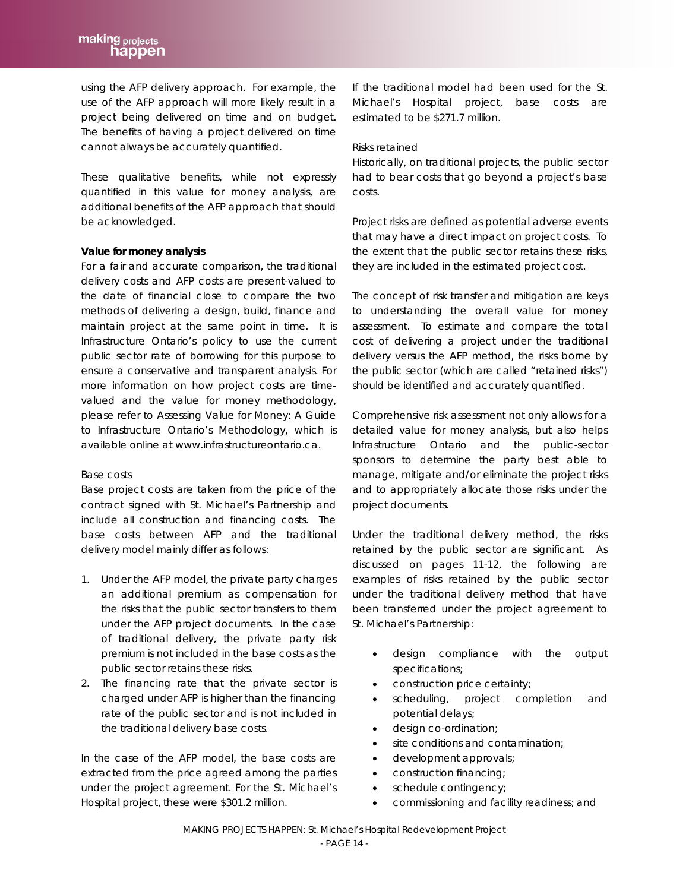using the AFP delivery approach. For example, the use of the AFP approach will more likely result in a project being delivered on time and on budget. The benefits of having a project delivered on time cannot always be accurately quantified.

These qualitative benefits, while not expressly quantified in this value for money analysis, are additional benefits of the AFP approach that should be acknowledged.

**Value for money analysis**

For a fair and accurate comparison, the traditional delivery costs and AFP costs are present-valued to the date of financial close to compare the two methods of delivering a design, build, finance and maintain project at the same point in time. It is Infrastructure Ontario's policy to use the current public sector rate of borrowing for this purpose to ensure a conservative and transparent analysis. For more information on how project costs are time-valued and the value for money methodology, please refer to Assessing Value for Money: A Guide to Infrastructure Ontario's Methodology, which is available online at www.infrastructureontario.ca.

Base costs

Base project costs are taken from the price of the contract signed with St. Michael's Partnership and include all construction and financing costs. The base costs between AFP and the traditional delivery model mainly differ as follows:

1. Under the AFP model, the private party charges an additional premium as compensation for the risks that the public sector transfers to them under the AFP project documents. In the case of traditional delivery, the private party risk premium is not included in the base costs as the public sector retains these risks.
2. The financing rate that the private sector is charged under AFP is higher than the financing rate of the public sector and is not included in the traditional delivery base costs.

In the case of the AFP model, the base costs are extracted from the price agreed among the parties under the project agreement. For the St. Michael's Hospital project, these were $301.2 million.

If the traditional model had been used for the St. Michael's Hospital project, base costs are estimated to be $271.7 million.

Risks retained

Historically, on traditional projects, the public sector had to bear costs that go beyond a project's base costs.

Project risks are defined as potential adverse events that may have a direct impact on project costs. To the extent that the public sector retains these risks, they are included in the estimated project cost.

The concept of risk transfer and mitigation are keys to understanding the overall value for money assessment. To estimate and compare the total cost of delivering a project under the traditional delivery versus the AFP method, the risks borne by the public sector (which are called "retained risks") should be identified and accurately quantified.

Comprehensive risk assessment not only allows for a detailed value for money analysis, but also helps Infrastructure Ontario and the public-sector sponsors to determine the party best able to manage, mitigate and/or eliminate the project risks and to appropriately allocate those risks under the project documents.

Under the traditional delivery method, the risks retained by the public sector are significant. As discussed on pages 11-12, the following are examples of risks retained by the public sector under the traditional delivery method that have been transferred under the project agreement to St. Michael's Partnership:

- design compliance with the output specifications;
- construction price certainty;
- scheduling, project completion and potential delays;
- design co-ordination;
- site conditions and contamination;
- development approvals;
- construction financing;
- schedule contingency;
- commissioning and facility readiness; and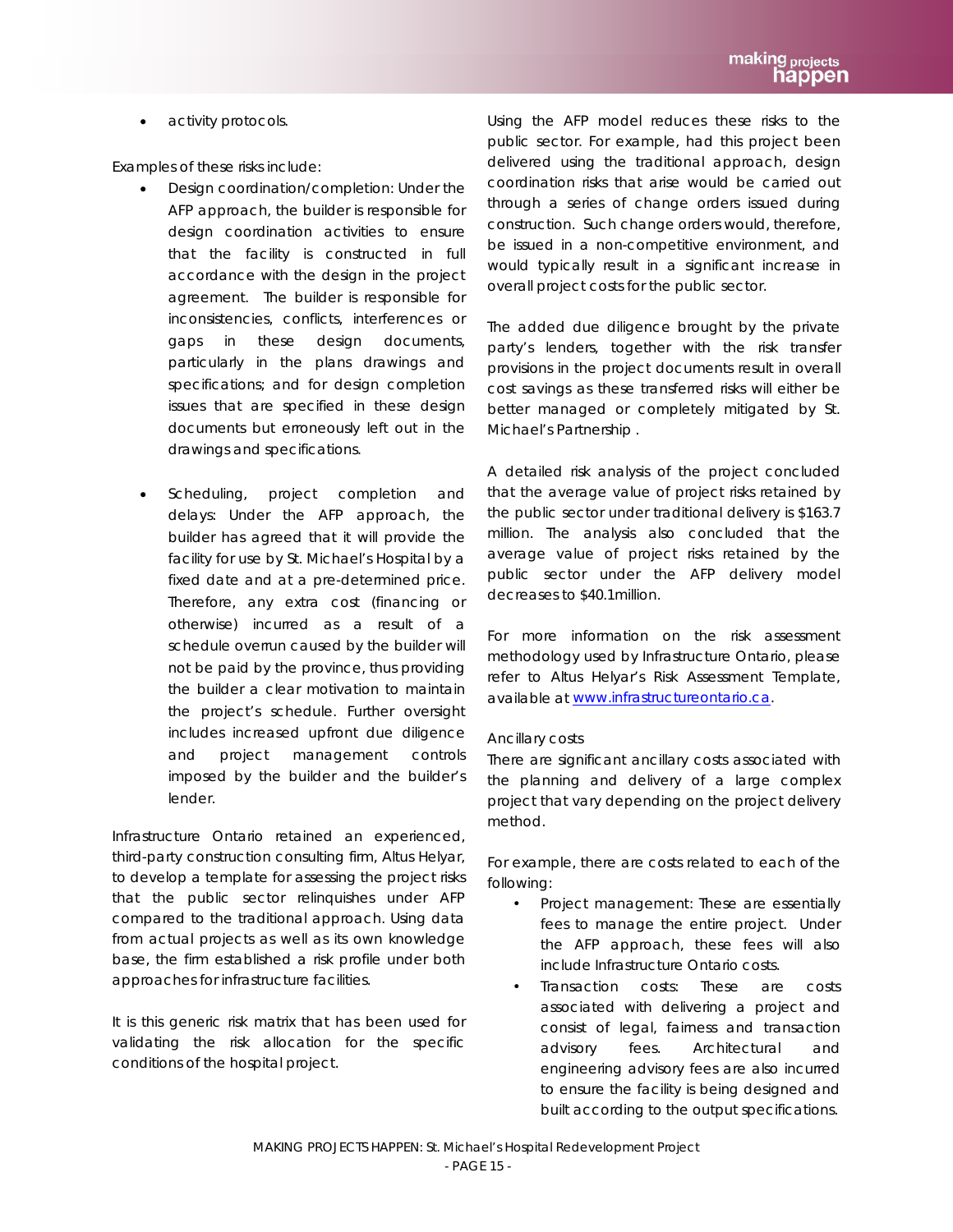- activity protocols.

Examples of these risks include:

- Design coordination/completion: Under the AFP approach, the builder is responsible for design coordination activities to ensure that the facility is constructed in full accordance with the design in the project agreement. The builder is responsible for inconsistencies, conflicts, interferences or gaps in these design documents, particularly in the plans drawings and specifications; and for design completion issues that are specified in these design documents but erroneously left out in the drawings and specifications.

- Scheduling, project completion and delays: Under the AFP approach, the builder has agreed that it will provide the facility for use by St. Michael's Hospital by a fixed date and at a pre-determined price. Therefore, any extra cost (financing or otherwise) incurred as a result of a schedule overrun caused by the builder will not be paid by the province, thus providing the builder a clear motivation to maintain the project's schedule. Further oversight includes increased upfront due diligence and project management controls imposed by the builder and the builder's lender.

Infrastructure Ontario retained an experienced, third-party construction consulting firm, Altus Helyar, to develop a template for assessing the project risks that the public sector relinquishes under AFP compared to the traditional approach. Using data from actual projects as well as its own knowledge base, the firm established a risk profile under both approaches for infrastructure facilities.

It is this generic risk matrix that has been used for validating the risk allocation for the specific conditions of the hospital project.

Using the AFP model reduces these risks to the public sector. For example, had this project been delivered using the traditional approach, design coordination risks that arise would be carried out through a series of change orders issued during construction. Such change orders would, therefore, be issued in a non-competitive environment, and would typically result in a significant increase in overall project costs for the public sector.

The added due diligence brought by the private party's lenders, together with the risk transfer provisions in the project documents result in overall cost savings as these transferred risks will either be better managed or completely mitigated by St. Michael's Partnership .

A detailed risk analysis of the project concluded that the average value of project risks retained by the public sector under traditional delivery is $163.7 million. The analysis also concluded that the average value of project risks retained by the public sector under the AFP delivery model decreases to $40.1million.

For more information on the risk assessment methodology used by Infrastructure Ontario, please refer to Altus Helyar's Risk Assessment Template, available at www.infrastructureontario.ca.

### Ancillary costs

There are significant ancillary costs associated with the planning and delivery of a large complex project that vary depending on the project delivery method.

For example, there are costs related to each of the following:

- Project management: These are essentially fees to manage the entire project. Under the AFP approach, these fees will also include Infrastructure Ontario costs.
- Transaction costs: These are costs associated with delivering a project and consist of legal, fairness and transaction advisory fees. Architectural and engineering advisory fees are also incurred to ensure the facility is being designed and built according to the output specifications.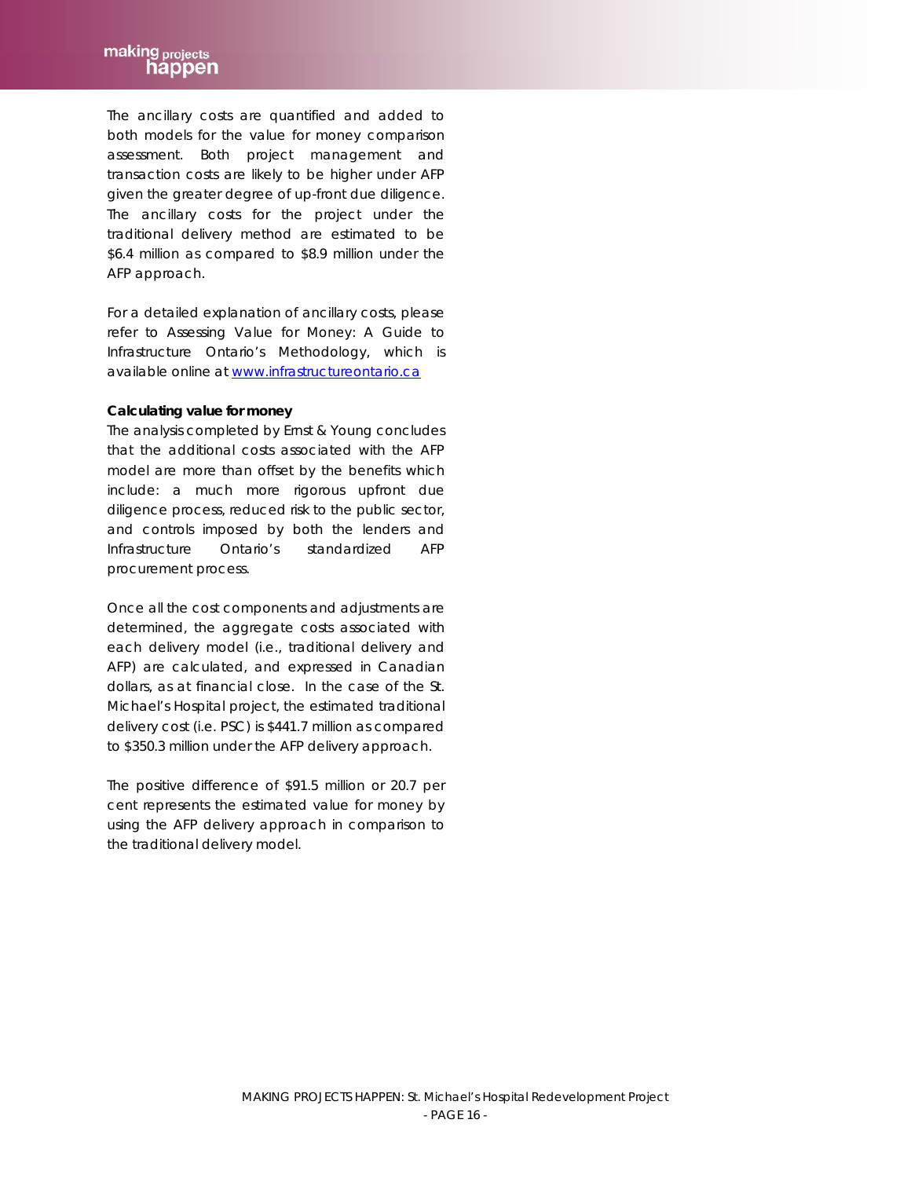The ancillary costs are quantified and added to both models for the value for money comparison assessment. Both project management and transaction costs are likely to be higher under AFP given the greater degree of up-front due diligence. The ancillary costs for the project under the traditional delivery method are estimated to be $6.4 million as compared to $8.9 million under the AFP approach.

For a detailed explanation of ancillary costs, please refer to Assessing Value for Money: A Guide to Infrastructure Ontario's Methodology, which is available online at [www.infrastructureontario.ca](http://www.infrastructureontario.ca)

**Calculating value for money**

The analysis completed by Ernst & Young concludes that the additional costs associated with the AFP model are more than offset by the benefits which include: a much more rigorous upfront due diligence process, reduced risk to the public sector, and controls imposed by both the lenders and Infrastructure Ontario's standardized AFP procurement process.

Once all the cost components and adjustments are determined, the aggregate costs associated with each delivery model (i.e., traditional delivery and AFP) are calculated, and expressed in Canadian dollars, as at financial close. In the case of the St. Michael's Hospital project, the estimated traditional delivery cost (i.e. PSC) is $441.7 million as compared to $350.3 million under the AFP delivery approach.

The positive difference of $91.5 million or 20.7 per cent represents the estimated value for money by using the AFP delivery approach in comparison to the traditional delivery model.